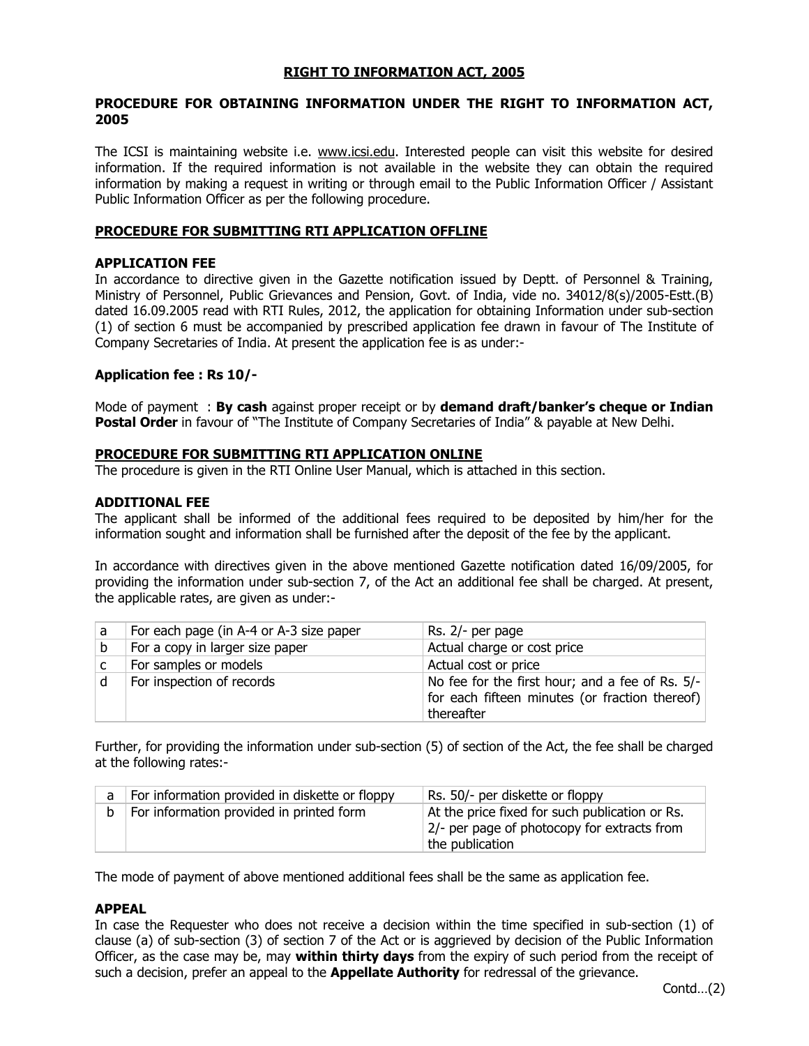# RIGHT TO INFORMATION ACT, 2005

## PROCEDURE FOR OBTAINING INFORMATION UNDER THE RIGHT TO INFORMATION ACT, 2005

The ICSI is maintaining website i.e. www.icsi.edu. Interested people can visit this website for desired information. If the required information is not available in the website they can obtain the required information by making a request in writing or through email to the Public Information Officer / Assistant Public Information Officer as per the following procedure.

## PROCEDURE FOR SUBMITTING RTI APPLICATION OFFLINE

### APPLICATION FEE

In accordance to directive given in the Gazette notification issued by Deptt. of Personnel & Training, Ministry of Personnel, Public Grievances and Pension, Govt. of India, vide no. 34012/8(s)/2005-Estt.(B) dated 16.09.2005 read with RTI Rules, 2012, the application for obtaining Information under sub-section (1) of section 6 must be accompanied by prescribed application fee drawn in favour of The Institute of Company Secretaries of India. At present the application fee is as under:-

**Application fee : Rs 10/-**

Mode of payment : **By cash** against proper receipt or by **demand draft/banker's cheque or Indian Postal Order** in favour of "The Institute of Company Secretaries of India" & payable at New Delhi.

## PROCEDURE FOR SUBMITTING RTI APPLICATION ONLINE

The procedure is given in the RTI Online User Manual, which is attached in this section.

### ADDITIONAL FEE

The applicant shall be informed of the additional fees required to be deposited by him/her for the information sought and information shall be furnished after the deposit of the fee by the applicant.

In accordance with directives given in the above mentioned Gazette notification dated 16/09/2005, for providing the information under sub-section 7, of the Act an additional fee shall be charged. At present, the applicable rates, are given as under:-

| | | |
|---|---|---|
| a | For each page (in A-4 or A-3 size paper | Rs. 2/- per page |
| b | For a copy in larger size paper | Actual charge or cost price |
| c | For samples or models | Actual cost or price |
| d | For inspection of records | No fee for the first hour; and a fee of Rs. 5/- for each fifteen minutes (or fraction thereof) thereafter |

Further, for providing the information under sub-section (5) of section of the Act, the fee shall be charged at the following rates:-

| | | |
|---|---|---|
| a | For information provided in diskette or floppy | Rs. 50/- per diskette or floppy |
| b | For information provided in printed form | At the price fixed for such publication or Rs. 2/- per page of photocopy for extracts from the publication |

The mode of payment of above mentioned additional fees shall be the same as application fee.

### APPEAL

In case the Requester who does not receive a decision within the time specified in sub-section (1) of clause (a) of sub-section (3) of section 7 of the Act or is aggrieved by decision of the Public Information Officer, as the case may be, may **within thirty days** from the expiry of such period from the receipt of such a decision, prefer an appeal to the **Appellate Authority** for redressal of the grievance.

Contd…(2)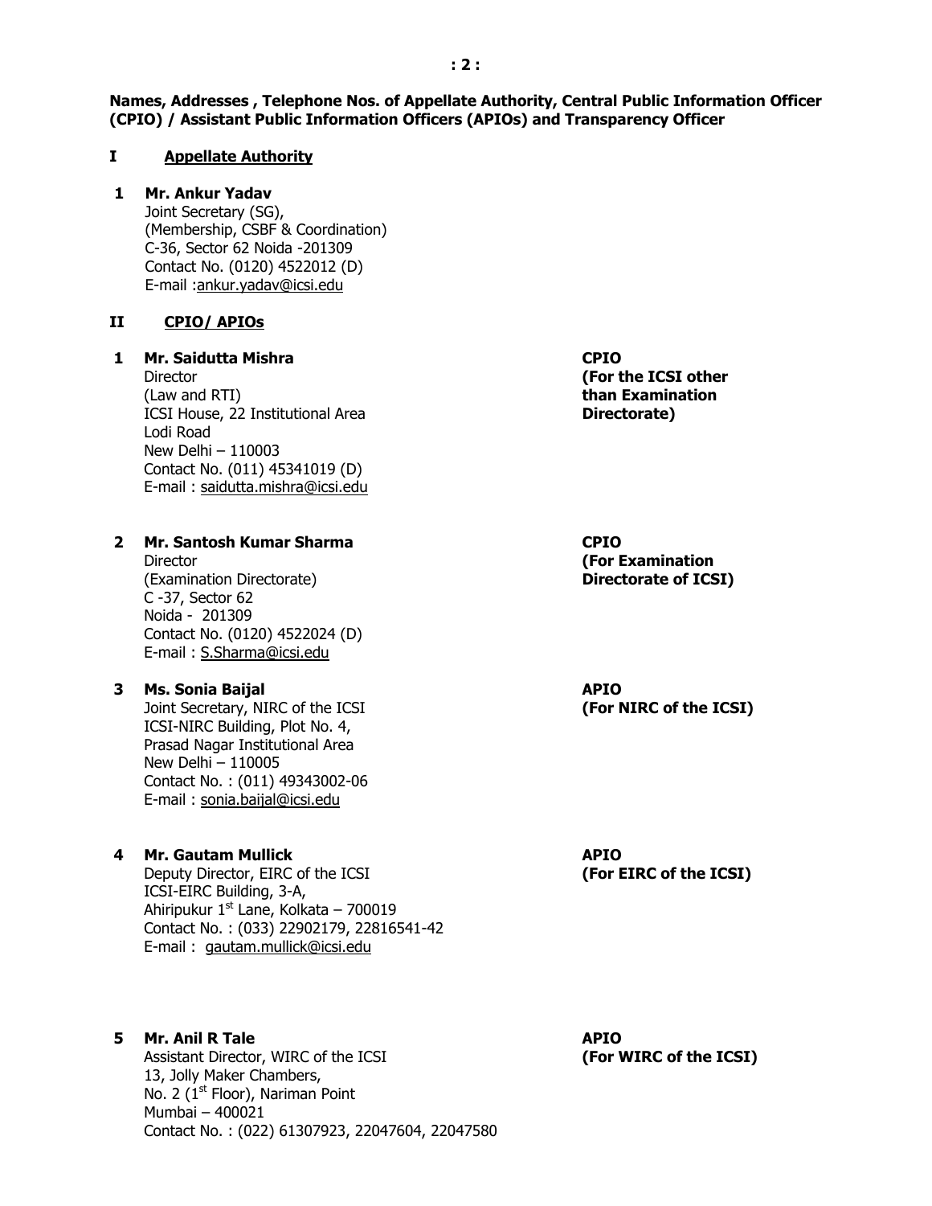**Names, Addresses , Telephone Nos. of Appellate Authority, Central Public Information Officer (CPIO) / Assistant Public Information Officers (APIOs) and Transparency Officer**

## I Appellate Authority

**1 Mr. Ankur Yadav**
Joint Secretary (SG),
(Membership, CSBF & Coordination)
C-36, Sector 62 Noida -201309
Contact No. (0120) 4522012 (D)
E-mail :ankur.yadav@icsi.edu

## II CPIO/ APIOs

**1 Mr. Saidutta Mishra**
Director
(Law and RTI)
ICSI House, 22 Institutional Area
Lodi Road
New Delhi – 110003
Contact No. (011) 45341019 (D)
E-mail : saidutta.mishra@icsi.edu

**CPIO (For the ICSI other than Examination Directorate)**

**2 Mr. Santosh Kumar Sharma**
Director
(Examination Directorate)
C -37, Sector 62
Noida - 201309
Contact No. (0120) 4522024 (D)
E-mail : S.Sharma@icsi.edu

**CPIO (For Examination Directorate of ICSI)**

**3 Ms. Sonia Baijal**
Joint Secretary, NIRC of the ICSI
ICSI-NIRC Building, Plot No. 4,
Prasad Nagar Institutional Area
New Delhi – 110005
Contact No. : (011) 49343002-06
E-mail : sonia.baijal@icsi.edu

**APIO (For NIRC of the ICSI)**

**4 Mr. Gautam Mullick**
Deputy Director, EIRC of the ICSI
ICSI-EIRC Building, 3-A,
Ahiripukur 1st Lane, Kolkata – 700019
Contact No. : (033) 22902179, 22816541-42
E-mail : gautam.mullick@icsi.edu

**APIO (For EIRC of the ICSI)**

**5 Mr. Anil R Tale**
Assistant Director, WIRC of the ICSI
13, Jolly Maker Chambers,
No. 2 (1st Floor), Nariman Point
Mumbai – 400021
Contact No. : (022) 61307923, 22047604, 22047580

**APIO (For WIRC of the ICSI)**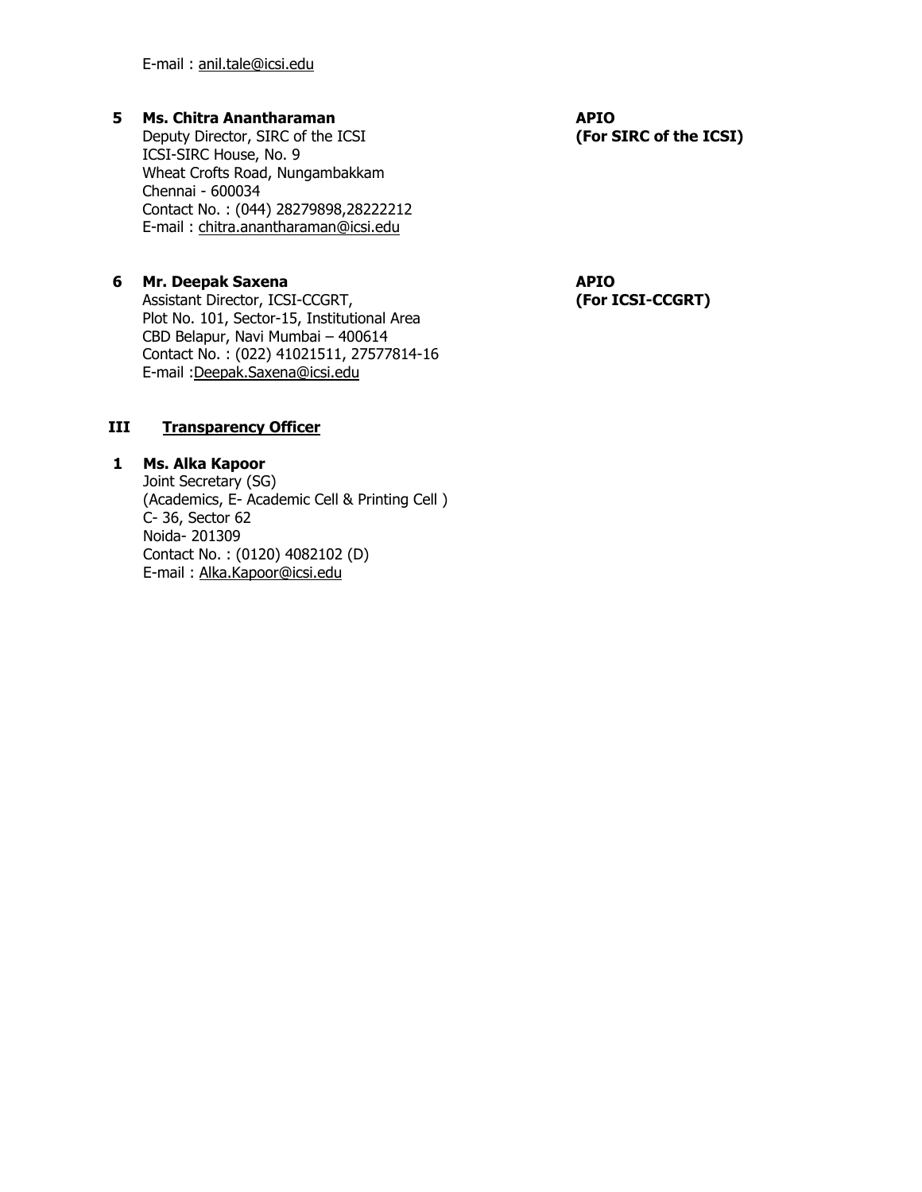E-mail : anil.tale@icsi.edu

**5 Ms. Chitra Anantharaman** — **APIO (For SIRC of the ICSI)**

Deputy Director, SIRC of the ICSI
ICSI-SIRC House, No. 9
Wheat Crofts Road, Nungambakkam
Chennai - 600034
Contact No. : (044) 28279898,28222212
E-mail : chitra.anantharaman@icsi.edu

**6 Mr. Deepak Saxena** — **APIO (For ICSI-CCGRT)**

Assistant Director, ICSI-CCGRT,
Plot No. 101, Sector-15, Institutional Area
CBD Belapur, Navi Mumbai – 400614
Contact No. : (022) 41021511, 27577814-16
E-mail :Deepak.Saxena@icsi.edu

## III Transparency Officer

**1 Ms. Alka Kapoor**

Joint Secretary (SG)
(Academics, E- Academic Cell & Printing Cell )
C- 36, Sector 62
Noida- 201309
Contact No. : (0120) 4082102 (D)
E-mail : Alka.Kapoor@icsi.edu